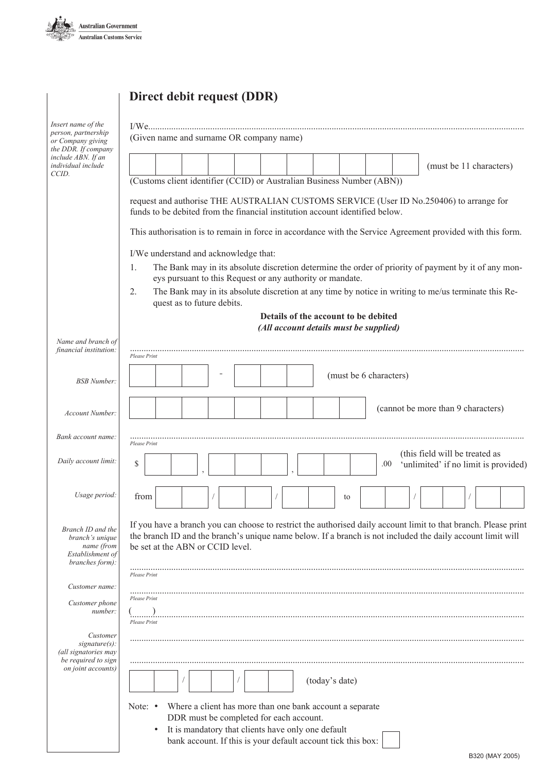Australian Government
Australian Customs Service

# Direct debit request (DDR)

*Insert name of the person, partnership or Company giving the DDR. If company include ABN. If an individual include CCID.*

I/We..................................................................................................................................................
(Given name and surname OR company name)

| | | | | | | | | | | |
|---|---|---|---|---|---|---|---|---|---|---|

(must be 11 characters)

(Customs client identifier (CCID) or Australian Business Number (ABN))

request and authorise THE AUSTRALIAN CUSTOMS SERVICE (User ID No.250406) to arrange for funds to be debited from the financial institution account identified below.

This authorisation is to remain in force in accordance with the Service Agreement provided with this form.

I/We understand and acknowledge that:

1. The Bank may in its absolute discretion determine the order of priority of payment by it of any moneys pursuant to this Request or any authority or mandate.
2. The Bank may in its absolute discretion at any time by notice in writing to me/us terminate this Request as to future debits.

**Details of the account to be debited**
***(All account details must be supplied)***

*Name and branch of financial institution:* ..................................................................................................................................................
*Please Print*

*BSB Number:* ☐☐☐ - ☐☐☐ (must be 6 characters)

*Account Number:* ☐☐☐☐☐☐☐☐☐ (cannot be more than 9 characters)

*Bank account name:* ..................................................................................................................................................
*Please Print*

*Daily account limit:* $ ☐☐ , ☐☐☐ , ☐☐☐ .00 (this field will be treated as 'unlimited' if no limit is provided)

*Usage period:* from ☐☐ / ☐☐ / ☐☐ to ☐☐ / ☐☐ / ☐☐

*Branch ID and the branch's unique name (from Establishment of branches form):*

If you have a branch you can choose to restrict the authorised daily account limit to that branch. Please print the branch ID and the branch's unique name below. If a branch is not included the daily account limit will be set at the ABN or CCID level.

..................................................................................................................................................
*Please Print*

*Customer name:* ..................................................................................................................................................
*Please Print*

*Customer phone number:* (......)..................................................................................................................................................
*Please Print*

*Customer signature(s): (all signatories may be required to sign on joint accounts)*

..................................................................................................................................................

..................................................................................................................................................

☐☐ / ☐☐ / ☐☐ (today's date)

Note:
- Where a client has more than one bank account a separate DDR must be completed for each account.
- It is mandatory that clients have only one default bank account. If this is your default account tick this box: ☐

B320 (MAY 2005)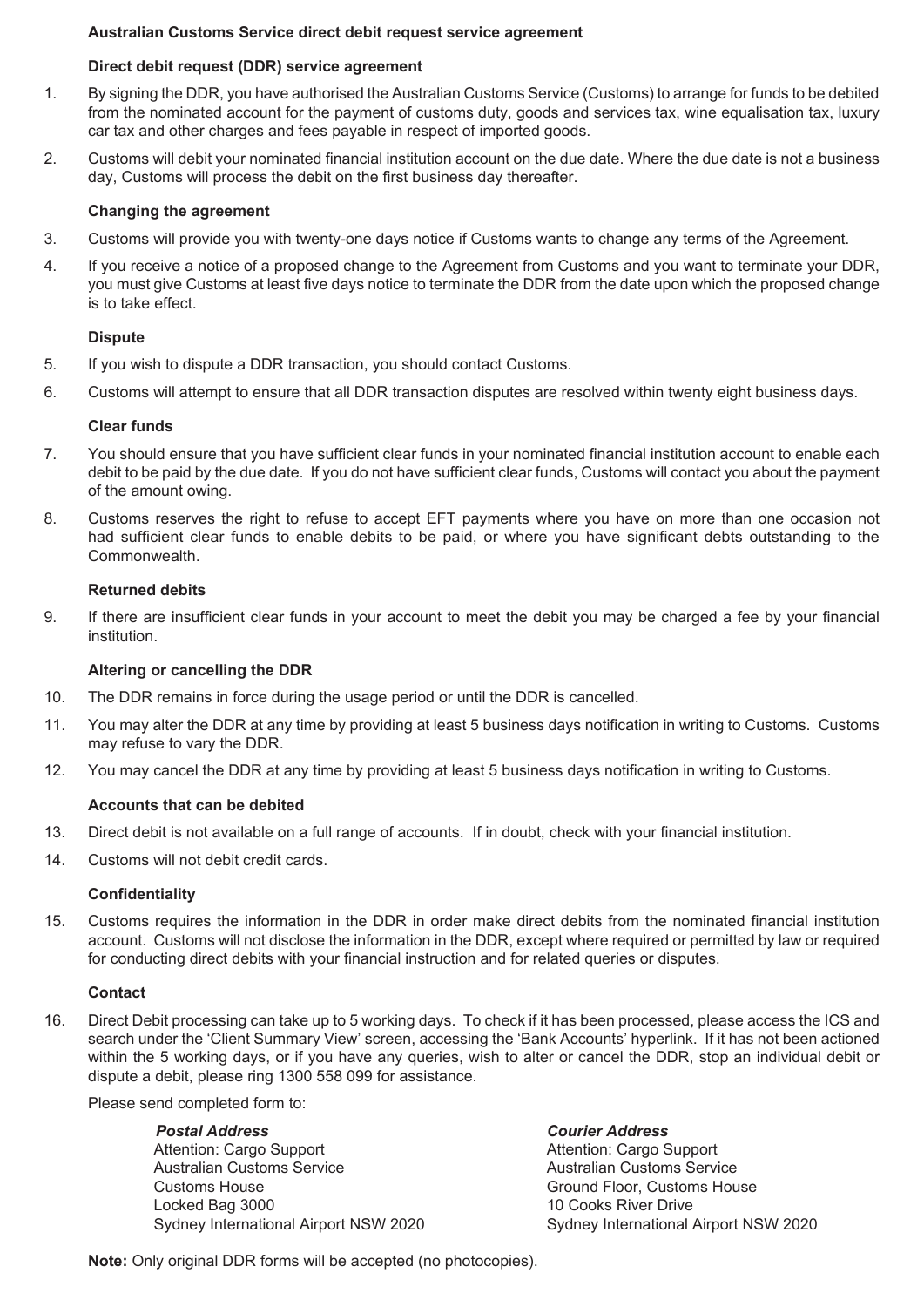## Australian Customs Service direct debit request service agreement

### Direct debit request (DDR) service agreement

1. By signing the DDR, you have authorised the Australian Customs Service (Customs) to arrange for funds to be debited from the nominated account for the payment of customs duty, goods and services tax, wine equalisation tax, luxury car tax and other charges and fees payable in respect of imported goods.
2. Customs will debit your nominated financial institution account on the due date. Where the due date is not a business day, Customs will process the debit on the first business day thereafter.

### Changing the agreement

3. Customs will provide you with twenty-one days notice if Customs wants to change any terms of the Agreement.
4. If you receive a notice of a proposed change to the Agreement from Customs and you want to terminate your DDR, you must give Customs at least five days notice to terminate the DDR from the date upon which the proposed change is to take effect.

### Dispute

5. If you wish to dispute a DDR transaction, you should contact Customs.
6. Customs will attempt to ensure that all DDR transaction disputes are resolved within twenty eight business days.

### Clear funds

7. You should ensure that you have sufficient clear funds in your nominated financial institution account to enable each debit to be paid by the due date. If you do not have sufficient clear funds, Customs will contact you about the payment of the amount owing.
8. Customs reserves the right to refuse to accept EFT payments where you have on more than one occasion not had sufficient clear funds to enable debits to be paid, or where you have significant debts outstanding to the Commonwealth.

### Returned debits

9. If there are insufficient clear funds in your account to meet the debit you may be charged a fee by your financial institution.

### Altering or cancelling the DDR

10. The DDR remains in force during the usage period or until the DDR is cancelled.
11. You may alter the DDR at any time by providing at least 5 business days notification in writing to Customs. Customs may refuse to vary the DDR.
12. You may cancel the DDR at any time by providing at least 5 business days notification in writing to Customs.

### Accounts that can be debited

13. Direct debit is not available on a full range of accounts. If in doubt, check with your financial institution.
14. Customs will not debit credit cards.

### Confidentiality

15. Customs requires the information in the DDR in order make direct debits from the nominated financial institution account. Customs will not disclose the information in the DDR, except where required or permitted by law or required for conducting direct debits with your financial instruction and for related queries or disputes.

### Contact

16. Direct Debit processing can take up to 5 working days. To check if it has been processed, please access the ICS and search under the 'Client Summary View' screen, accessing the 'Bank Accounts' hyperlink. If it has not been actioned within the 5 working days, or if you have any queries, wish to alter or cancel the DDR, stop an individual debit or dispute a debit, please ring 1300 558 099 for assistance.

Please send completed form to:

***Postal Address***
Attention: Cargo Support
Australian Customs Service
Customs House
Locked Bag 3000
Sydney International Airport NSW 2020

***Courier Address***
Attention: Cargo Support
Australian Customs Service
Ground Floor, Customs House
10 Cooks River Drive
Sydney International Airport NSW 2020

**Note:** Only original DDR forms will be accepted (no photocopies).